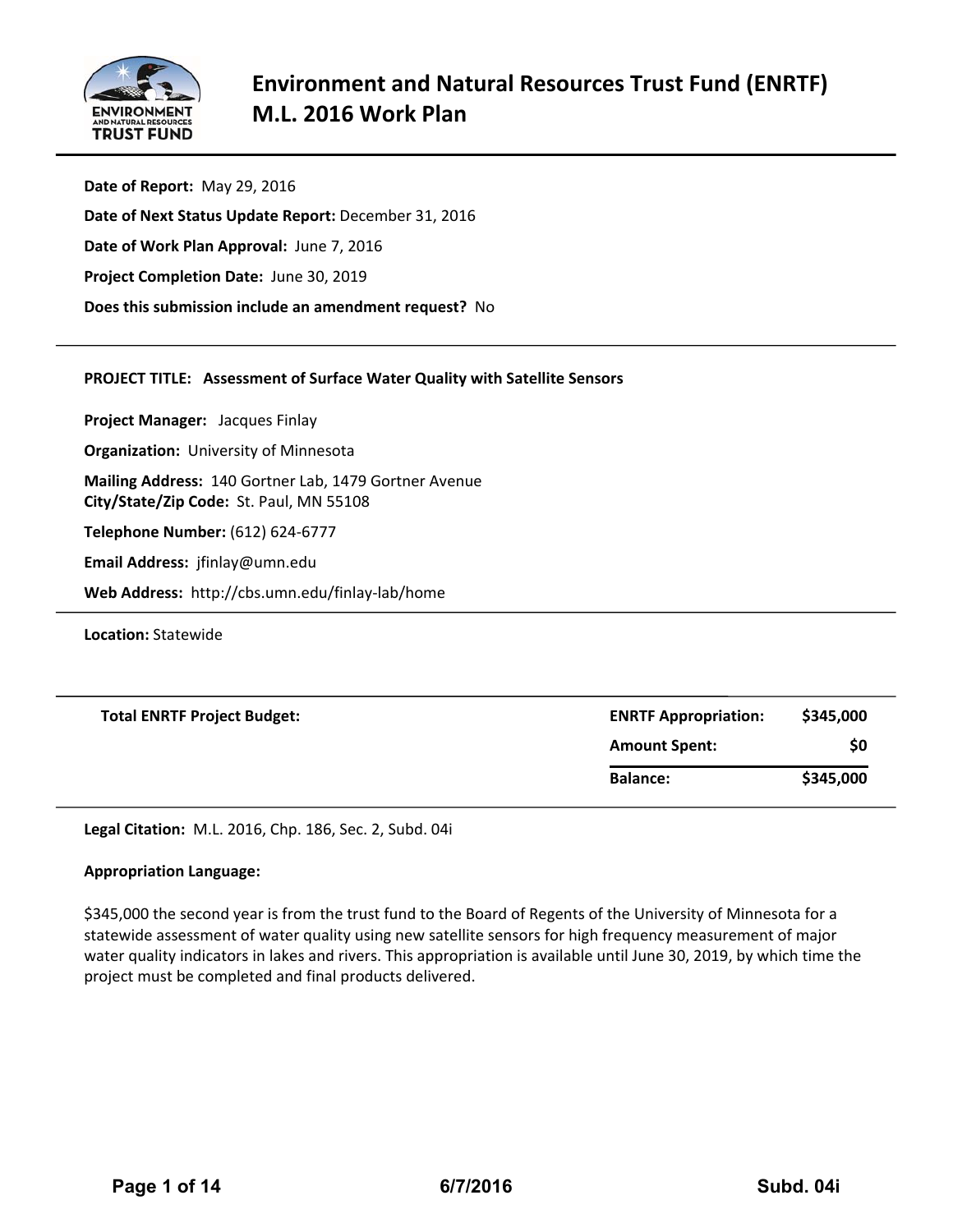# Environment and Natural Resources Trust Fund (ENRTF) M.L. 2016 Work Plan

**Date of Report:** May 29, 2016

**Date of Next Status Update Report:** December 31, 2016

**Date of Work Plan Approval:** June 7, 2016

**Project Completion Date:** June 30, 2019

**Does this submission include an amendment request?** No

---

**PROJECT TITLE: Assessment of Surface Water Quality with Satellite Sensors**

**Project Manager:** Jacques Finlay

**Organization:** University of Minnesota

**Mailing Address:** 140 Gortner Lab, 1479 Gortner Avenue
**City/State/Zip Code:** St. Paul, MN 55108

**Telephone Number:** (612) 624-6777

**Email Address:** jfinlay@umn.edu

**Web Address:** http://cbs.umn.edu/finlay-lab/home

---

**Location:** Statewide

---

| **Total ENRTF Project Budget:** | **ENRTF Appropriation:** | **$345,000** |
|---|---|---|
| | **Amount Spent:** | **$0** |
| | **Balance:** | **$345,000** |

---

**Legal Citation:** M.L. 2016, Chp. 186, Sec. 2, Subd. 04i

**Appropriation Language:**

$345,000 the second year is from the trust fund to the Board of Regents of the University of Minnesota for a statewide assessment of water quality using new satellite sensors for high frequency measurement of major water quality indicators in lakes and rivers. This appropriation is available until June 30, 2019, by which time the project must be completed and final products delivered.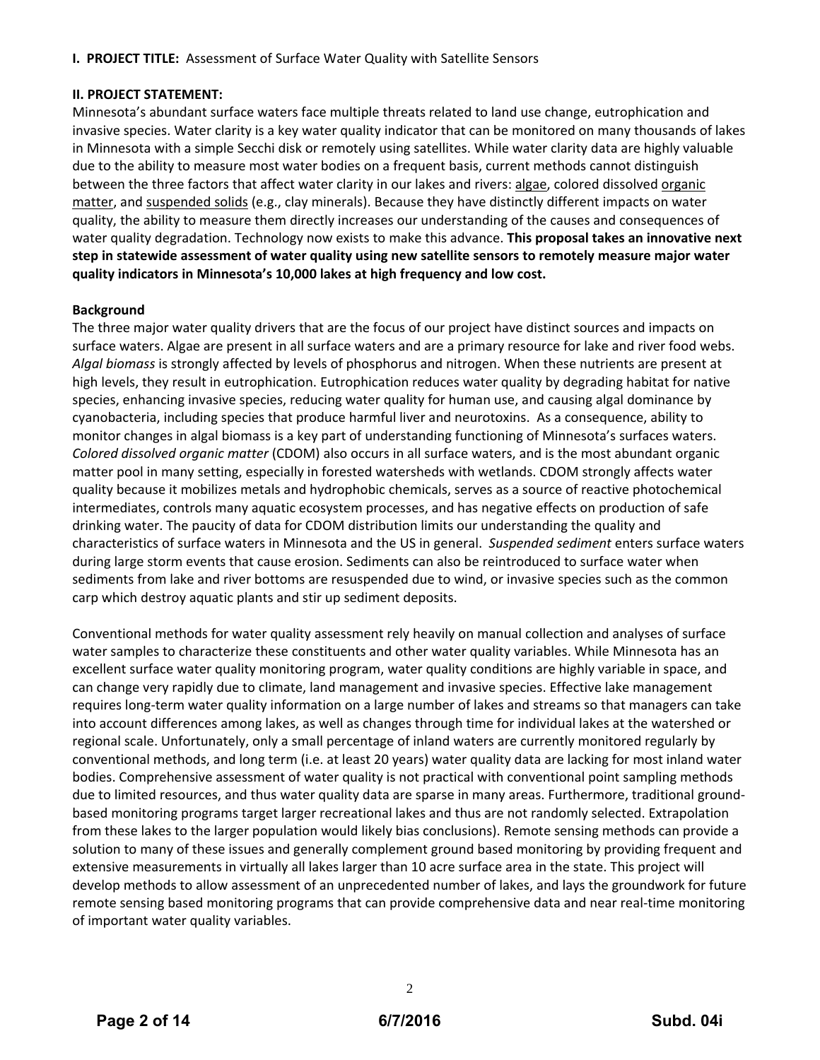**I. PROJECT TITLE:** Assessment of Surface Water Quality with Satellite Sensors

**II. PROJECT STATEMENT:**

Minnesota's abundant surface waters face multiple threats related to land use change, eutrophication and invasive species. Water clarity is a key water quality indicator that can be monitored on many thousands of lakes in Minnesota with a simple Secchi disk or remotely using satellites. While water clarity data are highly valuable due to the ability to measure most water bodies on a frequent basis, current methods cannot distinguish between the three factors that affect water clarity in our lakes and rivers: algae, colored dissolved organic matter, and suspended solids (e.g., clay minerals). Because they have distinctly different impacts on water quality, the ability to measure them directly increases our understanding of the causes and consequences of water quality degradation. Technology now exists to make this advance. **This proposal takes an innovative next step in statewide assessment of water quality using new satellite sensors to remotely measure major water quality indicators in Minnesota's 10,000 lakes at high frequency and low cost.**

**Background**

The three major water quality drivers that are the focus of our project have distinct sources and impacts on surface waters. Algae are present in all surface waters and are a primary resource for lake and river food webs. *Algal biomass* is strongly affected by levels of phosphorus and nitrogen. When these nutrients are present at high levels, they result in eutrophication. Eutrophication reduces water quality by degrading habitat for native species, enhancing invasive species, reducing water quality for human use, and causing algal dominance by cyanobacteria, including species that produce harmful liver and neurotoxins. As a consequence, ability to monitor changes in algal biomass is a key part of understanding functioning of Minnesota's surfaces waters. *Colored dissolved organic matter* (CDOM) also occurs in all surface waters, and is the most abundant organic matter pool in many setting, especially in forested watersheds with wetlands. CDOM strongly affects water quality because it mobilizes metals and hydrophobic chemicals, serves as a source of reactive photochemical intermediates, controls many aquatic ecosystem processes, and has negative effects on production of safe drinking water. The paucity of data for CDOM distribution limits our understanding the quality and characteristics of surface waters in Minnesota and the US in general. *Suspended sediment* enters surface waters during large storm events that cause erosion. Sediments can also be reintroduced to surface water when sediments from lake and river bottoms are resuspended due to wind, or invasive species such as the common carp which destroy aquatic plants and stir up sediment deposits.

Conventional methods for water quality assessment rely heavily on manual collection and analyses of surface water samples to characterize these constituents and other water quality variables. While Minnesota has an excellent surface water quality monitoring program, water quality conditions are highly variable in space, and can change very rapidly due to climate, land management and invasive species. Effective lake management requires long-term water quality information on a large number of lakes and streams so that managers can take into account differences among lakes, as well as changes through time for individual lakes at the watershed or regional scale. Unfortunately, only a small percentage of inland waters are currently monitored regularly by conventional methods, and long term (i.e. at least 20 years) water quality data are lacking for most inland water bodies. Comprehensive assessment of water quality is not practical with conventional point sampling methods due to limited resources, and thus water quality data are sparse in many areas. Furthermore, traditional ground-based monitoring programs target larger recreational lakes and thus are not randomly selected. Extrapolation from these lakes to the larger population would likely bias conclusions). Remote sensing methods can provide a solution to many of these issues and generally complement ground based monitoring by providing frequent and extensive measurements in virtually all lakes larger than 10 acre surface area in the state. This project will develop methods to allow assessment of an unprecedented number of lakes, and lays the groundwork for future remote sensing based monitoring programs that can provide comprehensive data and near real-time monitoring of important water quality variables.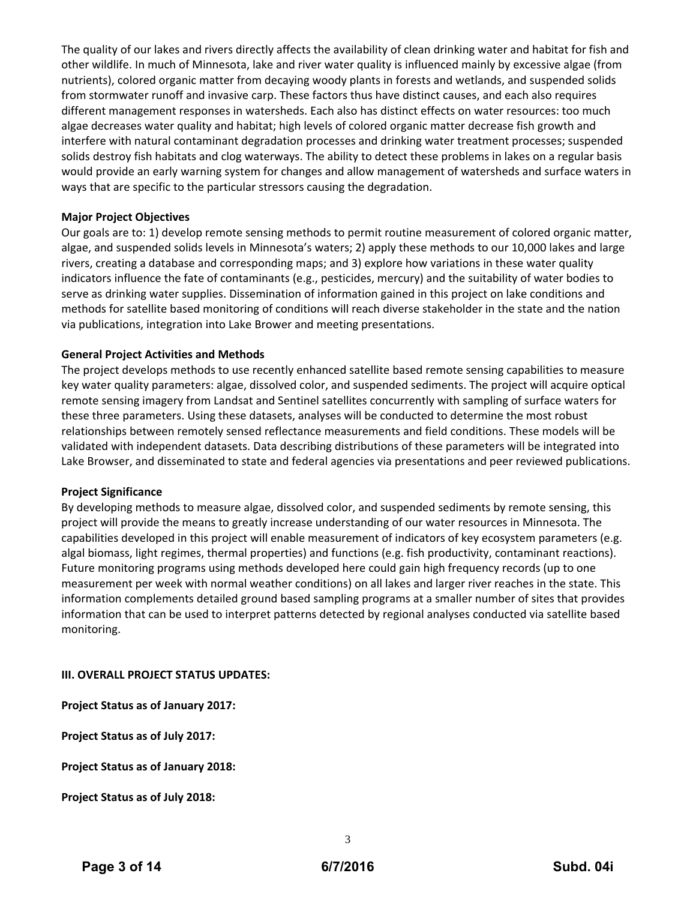The quality of our lakes and rivers directly affects the availability of clean drinking water and habitat for fish and other wildlife. In much of Minnesota, lake and river water quality is influenced mainly by excessive algae (from nutrients), colored organic matter from decaying woody plants in forests and wetlands, and suspended solids from stormwater runoff and invasive carp. These factors thus have distinct causes, and each also requires different management responses in watersheds. Each also has distinct effects on water resources: too much algae decreases water quality and habitat; high levels of colored organic matter decrease fish growth and interfere with natural contaminant degradation processes and drinking water treatment processes; suspended solids destroy fish habitats and clog waterways. The ability to detect these problems in lakes on a regular basis would provide an early warning system for changes and allow management of watersheds and surface waters in ways that are specific to the particular stressors causing the degradation.

**Major Project Objectives**

Our goals are to: 1) develop remote sensing methods to permit routine measurement of colored organic matter, algae, and suspended solids levels in Minnesota's waters; 2) apply these methods to our 10,000 lakes and large rivers, creating a database and corresponding maps; and 3) explore how variations in these water quality indicators influence the fate of contaminants (e.g., pesticides, mercury) and the suitability of water bodies to serve as drinking water supplies. Dissemination of information gained in this project on lake conditions and methods for satellite based monitoring of conditions will reach diverse stakeholder in the state and the nation via publications, integration into Lake Brower and meeting presentations.

**General Project Activities and Methods**

The project develops methods to use recently enhanced satellite based remote sensing capabilities to measure key water quality parameters: algae, dissolved color, and suspended sediments. The project will acquire optical remote sensing imagery from Landsat and Sentinel satellites concurrently with sampling of surface waters for these three parameters. Using these datasets, analyses will be conducted to determine the most robust relationships between remotely sensed reflectance measurements and field conditions. These models will be validated with independent datasets. Data describing distributions of these parameters will be integrated into Lake Browser, and disseminated to state and federal agencies via presentations and peer reviewed publications.

**Project Significance**

By developing methods to measure algae, dissolved color, and suspended sediments by remote sensing, this project will provide the means to greatly increase understanding of our water resources in Minnesota. The capabilities developed in this project will enable measurement of indicators of key ecosystem parameters (e.g. algal biomass, light regimes, thermal properties) and functions (e.g. fish productivity, contaminant reactions). Future monitoring programs using methods developed here could gain high frequency records (up to one measurement per week with normal weather conditions) on all lakes and larger river reaches in the state. This information complements detailed ground based sampling programs at a smaller number of sites that provides information that can be used to interpret patterns detected by regional analyses conducted via satellite based monitoring.

**III. OVERALL PROJECT STATUS UPDATES:**

**Project Status as of January 2017:**

**Project Status as of July 2017:**

**Project Status as of January 2018:**

**Project Status as of July 2018:**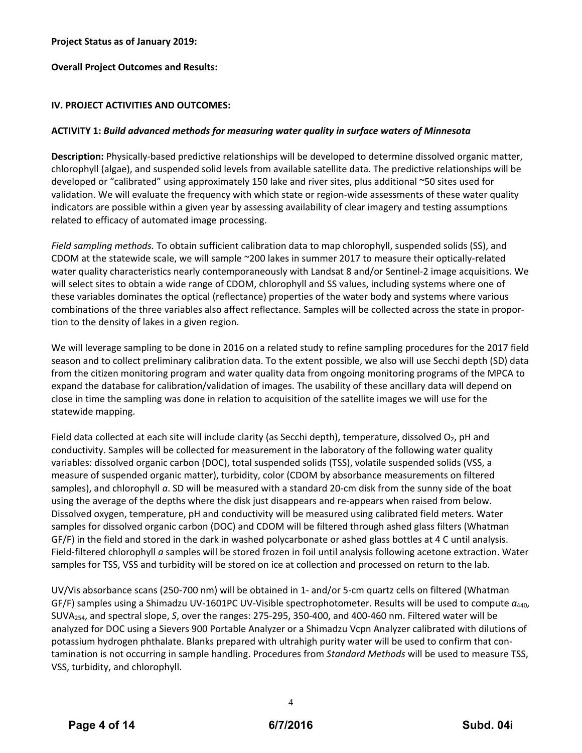**Project Status as of January 2019:**

**Overall Project Outcomes and Results:**

**IV. PROJECT ACTIVITIES AND OUTCOMES:**

**ACTIVITY 1:** ***Build advanced methods for measuring water quality in surface waters of Minnesota***

**Description:** Physically-based predictive relationships will be developed to determine dissolved organic matter, chlorophyll (algae), and suspended solid levels from available satellite data. The predictive relationships will be developed or "calibrated" using approximately 150 lake and river sites, plus additional ~50 sites used for validation. We will evaluate the frequency with which state or region-wide assessments of these water quality indicators are possible within a given year by assessing availability of clear imagery and testing assumptions related to efficacy of automated image processing.

*Field sampling methods.* To obtain sufficient calibration data to map chlorophyll, suspended solids (SS), and CDOM at the statewide scale, we will sample ~200 lakes in summer 2017 to measure their optically-related water quality characteristics nearly contemporaneously with Landsat 8 and/or Sentinel-2 image acquisitions. We will select sites to obtain a wide range of CDOM, chlorophyll and SS values, including systems where one of these variables dominates the optical (reflectance) properties of the water body and systems where various combinations of the three variables also affect reflectance. Samples will be collected across the state in proportion to the density of lakes in a given region.

We will leverage sampling to be done in 2016 on a related study to refine sampling procedures for the 2017 field season and to collect preliminary calibration data. To the extent possible, we also will use Secchi depth (SD) data from the citizen monitoring program and water quality data from ongoing monitoring programs of the MPCA to expand the database for calibration/validation of images. The usability of these ancillary data will depend on close in time the sampling was done in relation to acquisition of the satellite images we will use for the statewide mapping.

Field data collected at each site will include clarity (as Secchi depth), temperature, dissolved $O_2$, pH and conductivity. Samples will be collected for measurement in the laboratory of the following water quality variables: dissolved organic carbon (DOC), total suspended solids (TSS), volatile suspended solids (VSS, a measure of suspended organic matter), turbidity, color (CDOM by absorbance measurements on filtered samples), and chlorophyll *a*. SD will be measured with a standard 20-cm disk from the sunny side of the boat using the average of the depths where the disk just disappears and re-appears when raised from below. Dissolved oxygen, temperature, pH and conductivity will be measured using calibrated field meters. Water samples for dissolved organic carbon (DOC) and CDOM will be filtered through ashed glass filters (Whatman GF/F) in the field and stored in the dark in washed polycarbonate or ashed glass bottles at 4 C until analysis. Field-filtered chlorophyll *a* samples will be stored frozen in foil until analysis following acetone extraction. Water samples for TSS, VSS and turbidity will be stored on ice at collection and processed on return to the lab.

UV/Vis absorbance scans (250-700 nm) will be obtained in 1- and/or 5-cm quartz cells on filtered (Whatman GF/F) samples using a Shimadzu UV-1601PC UV-Visible spectrophotometer. Results will be used to compute $a_{440}$, $SUVA_{254}$, and spectral slope, $S$, over the ranges: 275-295, 350-400, and 400-460 nm. Filtered water will be analyzed for DOC using a Sievers 900 Portable Analyzer or a Shimadzu Vcpn Analyzer calibrated with dilutions of potassium hydrogen phthalate. Blanks prepared with ultrahigh purity water will be used to confirm that contamination is not occurring in sample handling. Procedures from *Standard Methods* will be used to measure TSS, VSS, turbidity, and chlorophyll.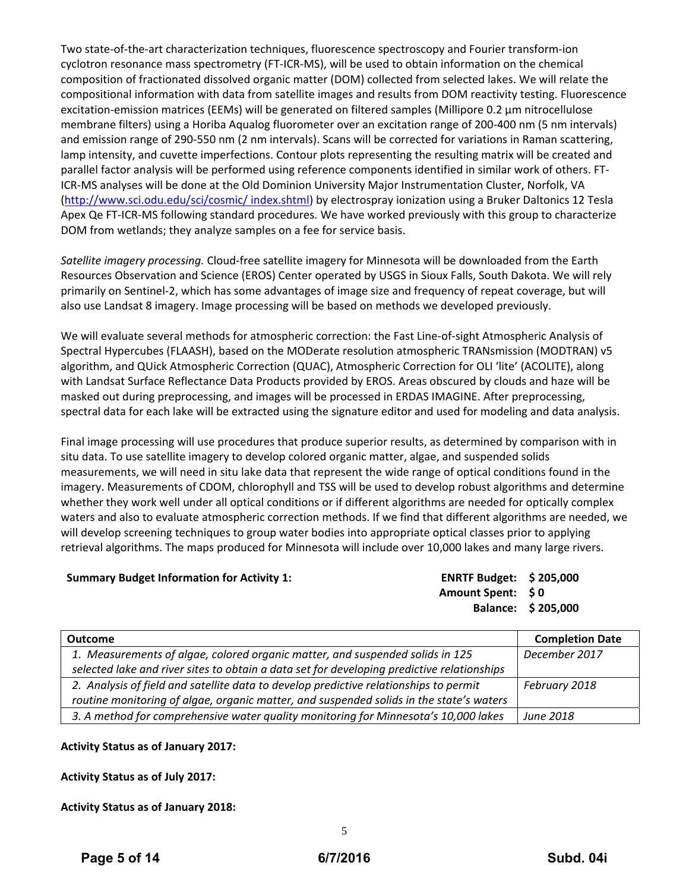Two state-of-the-art characterization techniques, fluorescence spectroscopy and Fourier transform-ion cyclotron resonance mass spectrometry (FT-ICR-MS), will be used to obtain information on the chemical composition of fractionated dissolved organic matter (DOM) collected from selected lakes. We will relate the compositional information with data from satellite images and results from DOM reactivity testing. Fluorescence excitation-emission matrices (EEMs) will be generated on filtered samples (Millipore 0.2 μm nitrocellulose membrane filters) using a Horiba Aqualog fluorometer over an excitation range of 200-400 nm (5 nm intervals) and emission range of 290-550 nm (2 nm intervals). Scans will be corrected for variations in Raman scattering, lamp intensity, and cuvette imperfections. Contour plots representing the resulting matrix will be created and parallel factor analysis will be performed using reference components identified in similar work of others. FT-ICR-MS analyses will be done at the Old Dominion University Major Instrumentation Cluster, Norfolk, VA (http://www.sci.odu.edu/sci/cosmic/ index.shtml) by electrospray ionization using a Bruker Daltonics 12 Tesla Apex Qe FT-ICR-MS following standard procedures. We have worked previously with this group to characterize DOM from wetlands; they analyze samples on a fee for service basis.

*Satellite imagery processing.* Cloud-free satellite imagery for Minnesota will be downloaded from the Earth Resources Observation and Science (EROS) Center operated by USGS in Sioux Falls, South Dakota. We will rely primarily on Sentinel-2, which has some advantages of image size and frequency of repeat coverage, but will also use Landsat 8 imagery. Image processing will be based on methods we developed previously.

We will evaluate several methods for atmospheric correction: the Fast Line-of-sight Atmospheric Analysis of Spectral Hypercubes (FLAASH), based on the MODerate resolution atmospheric TRANsmission (MODTRAN) v5 algorithm, and QUick Atmospheric Correction (QUAC), Atmospheric Correction for OLI 'lite' (ACOLITE), along with Landsat Surface Reflectance Data Products provided by EROS. Areas obscured by clouds and haze will be masked out during preprocessing, and images will be processed in ERDAS IMAGINE. After preprocessing, spectral data for each lake will be extracted using the signature editor and used for modeling and data analysis.

Final image processing will use procedures that produce superior results, as determined by comparison with in situ data. To use satellite imagery to develop colored organic matter, algae, and suspended solids measurements, we will need in situ lake data that represent the wide range of optical conditions found in the imagery. Measurements of CDOM, chlorophyll and TSS will be used to develop robust algorithms and determine whether they work well under all optical conditions or if different algorithms are needed for optically complex waters and also to evaluate atmospheric correction methods. If we find that different algorithms are needed, we will develop screening techniques to group water bodies into appropriate optical classes prior to applying retrieval algorithms. The maps produced for Minnesota will include over 10,000 lakes and many large rivers.

**Summary Budget Information for Activity 1:**

**ENRTF Budget: $ 205,000**
**Amount Spent: $ 0**
**Balance: $ 205,000**

| Outcome | Completion Date |
|---|---|
| *1. Measurements of algae, colored organic matter, and suspended solids in 125 selected lake and river sites to obtain a data set for developing predictive relationships* | *December 2017* |
| *2. Analysis of field and satellite data to develop predictive relationships to permit routine monitoring of algae, organic matter, and suspended solids in the state's waters* | *February 2018* |
| *3. A method for comprehensive water quality monitoring for Minnesota's 10,000 lakes* | *June 2018* |

**Activity Status as of January 2017:**

**Activity Status as of July 2017:**

**Activity Status as of January 2018:**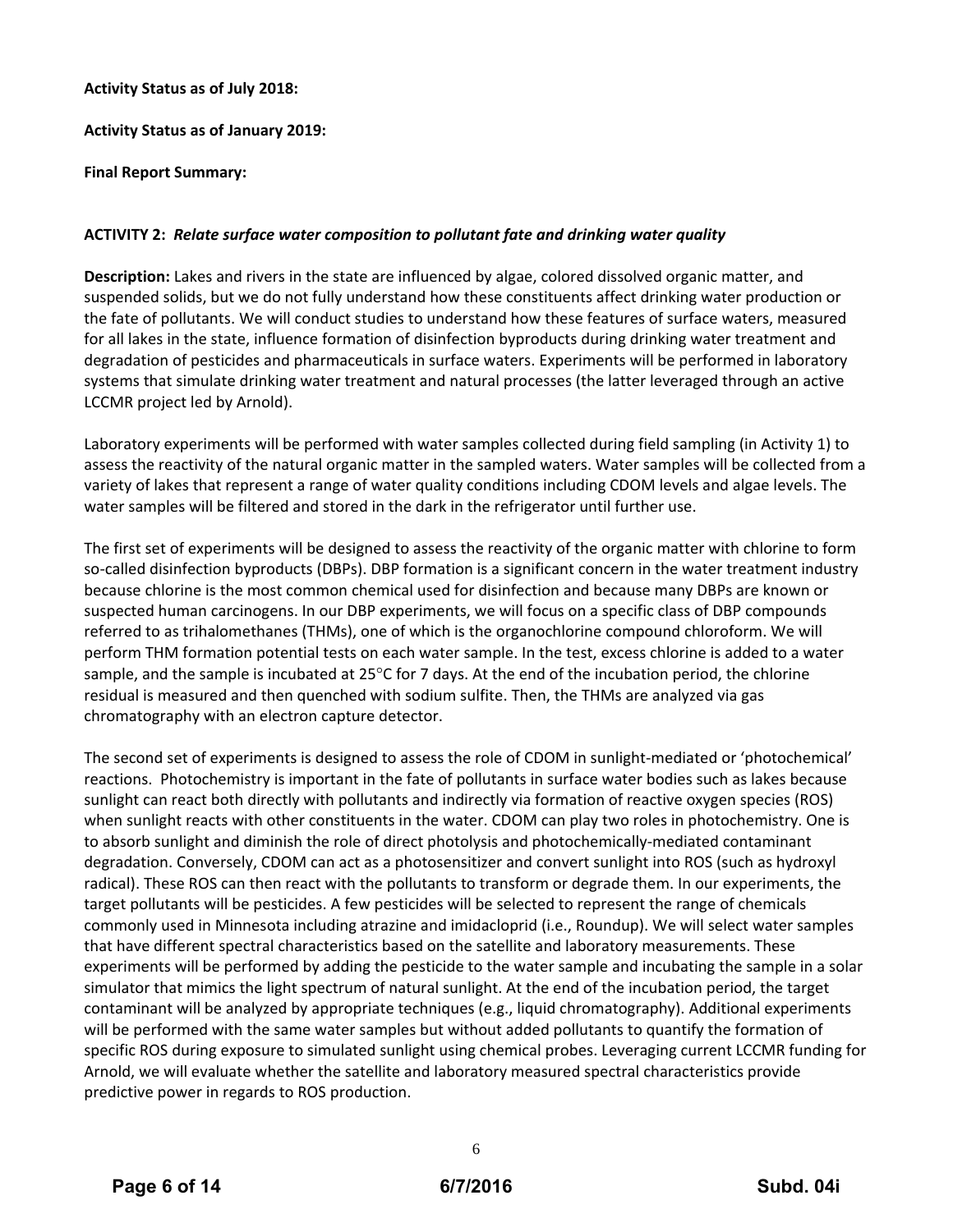**Activity Status as of July 2018:**

**Activity Status as of January 2019:**

**Final Report Summary:**

**ACTIVITY 2:** ***Relate surface water composition to pollutant fate and drinking water quality***

**Description:** Lakes and rivers in the state are influenced by algae, colored dissolved organic matter, and suspended solids, but we do not fully understand how these constituents affect drinking water production or the fate of pollutants. We will conduct studies to understand how these features of surface waters, measured for all lakes in the state, influence formation of disinfection byproducts during drinking water treatment and degradation of pesticides and pharmaceuticals in surface waters. Experiments will be performed in laboratory systems that simulate drinking water treatment and natural processes (the latter leveraged through an active LCCMR project led by Arnold).

Laboratory experiments will be performed with water samples collected during field sampling (in Activity 1) to assess the reactivity of the natural organic matter in the sampled waters. Water samples will be collected from a variety of lakes that represent a range of water quality conditions including CDOM levels and algae levels. The water samples will be filtered and stored in the dark in the refrigerator until further use.

The first set of experiments will be designed to assess the reactivity of the organic matter with chlorine to form so-called disinfection byproducts (DBPs). DBP formation is a significant concern in the water treatment industry because chlorine is the most common chemical used for disinfection and because many DBPs are known or suspected human carcinogens. In our DBP experiments, we will focus on a specific class of DBP compounds referred to as trihalomethanes (THMs), one of which is the organochlorine compound chloroform. We will perform THM formation potential tests on each water sample. In the test, excess chlorine is added to a water sample, and the sample is incubated at 25°C for 7 days. At the end of the incubation period, the chlorine residual is measured and then quenched with sodium sulfite. Then, the THMs are analyzed via gas chromatography with an electron capture detector.

The second set of experiments is designed to assess the role of CDOM in sunlight-mediated or 'photochemical' reactions. Photochemistry is important in the fate of pollutants in surface water bodies such as lakes because sunlight can react both directly with pollutants and indirectly via formation of reactive oxygen species (ROS) when sunlight reacts with other constituents in the water. CDOM can play two roles in photochemistry. One is to absorb sunlight and diminish the role of direct photolysis and photochemically-mediated contaminant degradation. Conversely, CDOM can act as a photosensitizer and convert sunlight into ROS (such as hydroxyl radical). These ROS can then react with the pollutants to transform or degrade them. In our experiments, the target pollutants will be pesticides. A few pesticides will be selected to represent the range of chemicals commonly used in Minnesota including atrazine and imidacloprid (i.e., Roundup). We will select water samples that have different spectral characteristics based on the satellite and laboratory measurements. These experiments will be performed by adding the pesticide to the water sample and incubating the sample in a solar simulator that mimics the light spectrum of natural sunlight. At the end of the incubation period, the target contaminant will be analyzed by appropriate techniques (e.g., liquid chromatography). Additional experiments will be performed with the same water samples but without added pollutants to quantify the formation of specific ROS during exposure to simulated sunlight using chemical probes. Leveraging current LCCMR funding for Arnold, we will evaluate whether the satellite and laboratory measured spectral characteristics provide predictive power in regards to ROS production.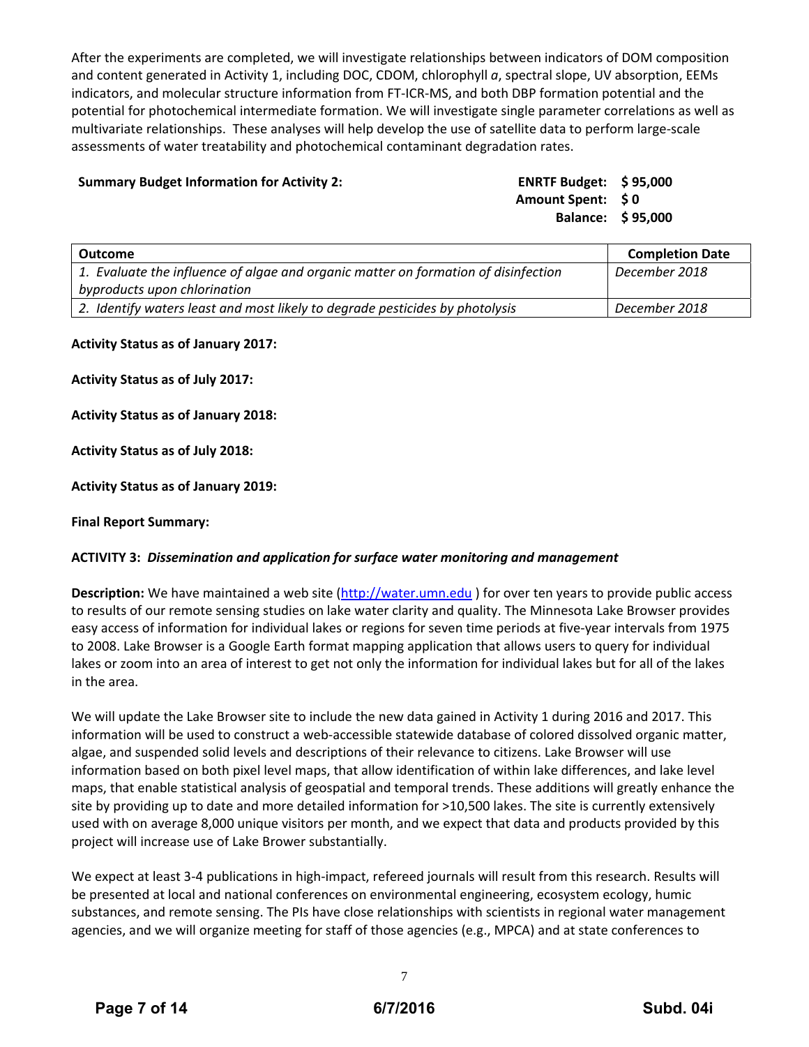After the experiments are completed, we will investigate relationships between indicators of DOM composition and content generated in Activity 1, including DOC, CDOM, chlorophyll *a*, spectral slope, UV absorption, EEMs indicators, and molecular structure information from FT-ICR-MS, and both DBP formation potential and the potential for photochemical intermediate formation. We will investigate single parameter correlations as well as multivariate relationships. These analyses will help develop the use of satellite data to perform large-scale assessments of water treatability and photochemical contaminant degradation rates.

**Summary Budget Information for Activity 2:** | **ENRTF Budget: $ 95,000**
**Amount Spent: $ 0**
**Balance: $ 95,000**

| Outcome | Completion Date |
|---|---|
| *1. Evaluate the influence of algae and organic matter on formation of disinfection byproducts upon chlorination* | *December 2018* |
| *2. Identify waters least and most likely to degrade pesticides by photolysis* | *December 2018* |

**Activity Status as of January 2017:**

**Activity Status as of July 2017:**

**Activity Status as of January 2018:**

**Activity Status as of July 2018:**

**Activity Status as of January 2019:**

**Final Report Summary:**

**ACTIVITY 3:** ***Dissemination and application for surface water monitoring and management***

**Description:** We have maintained a web site (http://water.umn.edu ) for over ten years to provide public access to results of our remote sensing studies on lake water clarity and quality. The Minnesota Lake Browser provides easy access of information for individual lakes or regions for seven time periods at five-year intervals from 1975 to 2008. Lake Browser is a Google Earth format mapping application that allows users to query for individual lakes or zoom into an area of interest to get not only the information for individual lakes but for all of the lakes in the area.

We will update the Lake Browser site to include the new data gained in Activity 1 during 2016 and 2017. This information will be used to construct a web-accessible statewide database of colored dissolved organic matter, algae, and suspended solid levels and descriptions of their relevance to citizens. Lake Browser will use information based on both pixel level maps, that allow identification of within lake differences, and lake level maps, that enable statistical analysis of geospatial and temporal trends. These additions will greatly enhance the site by providing up to date and more detailed information for >10,500 lakes. The site is currently extensively used with on average 8,000 unique visitors per month, and we expect that data and products provided by this project will increase use of Lake Brower substantially.

We expect at least 3-4 publications in high-impact, refereed journals will result from this research. Results will be presented at local and national conferences on environmental engineering, ecosystem ecology, humic substances, and remote sensing. The PIs have close relationships with scientists in regional water management agencies, and we will organize meeting for staff of those agencies (e.g., MPCA) and at state conferences to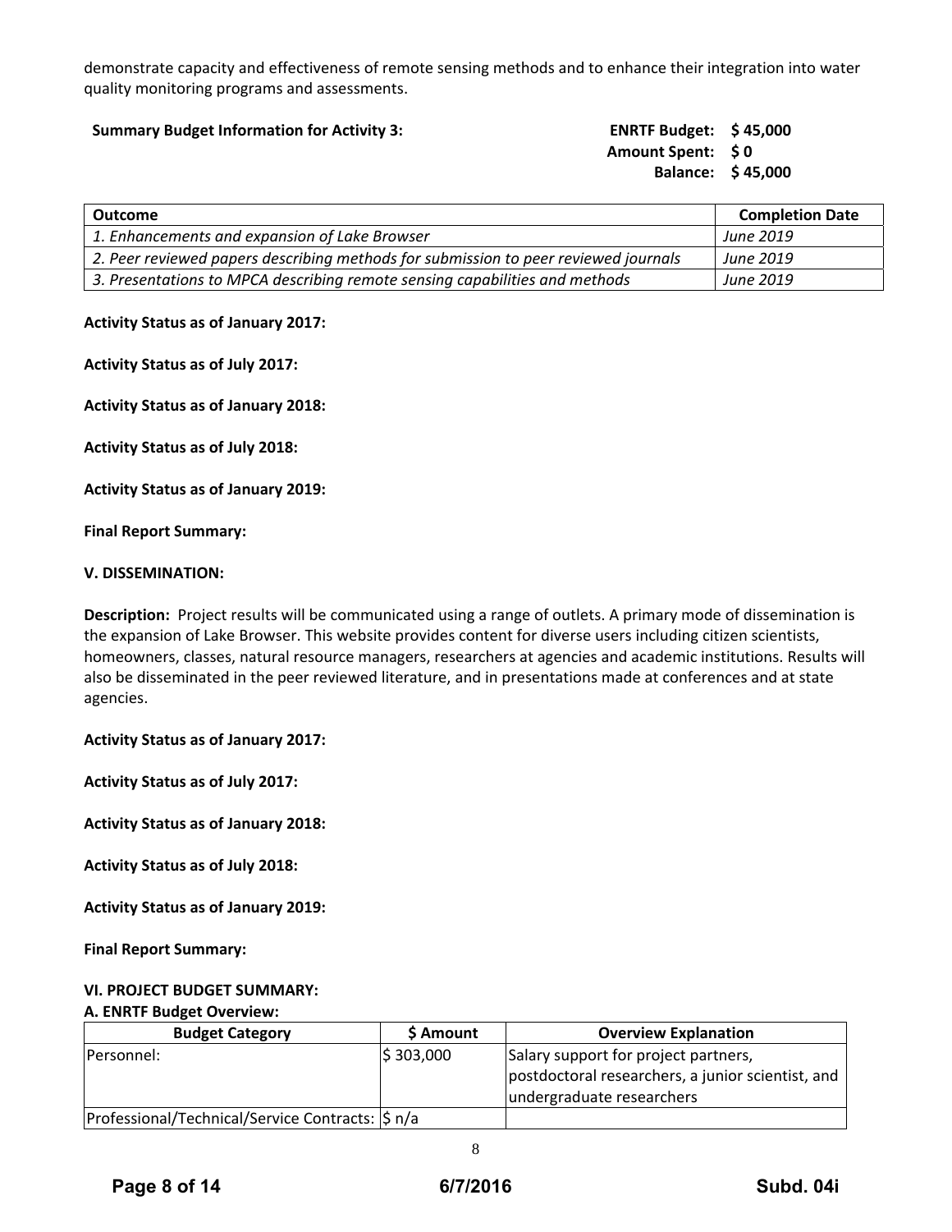demonstrate capacity and effectiveness of remote sensing methods and to enhance their integration into water quality monitoring programs and assessments.

**Summary Budget Information for Activity 3:**

**ENRTF Budget: $ 45,000**
**Amount Spent: $ 0**
**Balance: $ 45,000**

| Outcome | Completion Date |
|---|---|
| *1. Enhancements and expansion of Lake Browser* | *June 2019* |
| *2. Peer reviewed papers describing methods for submission to peer reviewed journals* | *June 2019* |
| *3. Presentations to MPCA describing remote sensing capabilities and methods* | *June 2019* |

**Activity Status as of January 2017:**

**Activity Status as of July 2017:**

**Activity Status as of January 2018:**

**Activity Status as of July 2018:**

**Activity Status as of January 2019:**

**Final Report Summary:**

### V. DISSEMINATION:

**Description:** Project results will be communicated using a range of outlets. A primary mode of dissemination is the expansion of Lake Browser. This website provides content for diverse users including citizen scientists, homeowners, classes, natural resource managers, researchers at agencies and academic institutions. Results will also be disseminated in the peer reviewed literature, and in presentations made at conferences and at state agencies.

**Activity Status as of January 2017:**

**Activity Status as of July 2017:**

**Activity Status as of January 2018:**

**Activity Status as of July 2018:**

**Activity Status as of January 2019:**

**Final Report Summary:**

### VI. PROJECT BUDGET SUMMARY:

**A. ENRTF Budget Overview:**

| Budget Category | $ Amount | Overview Explanation |
|---|---|---|
| Personnel: | $ 303,000 | Salary support for project partners, postdoctoral researchers, a junior scientist, and undergraduate researchers |
| Professional/Technical/Service Contracts: | $ n/a | |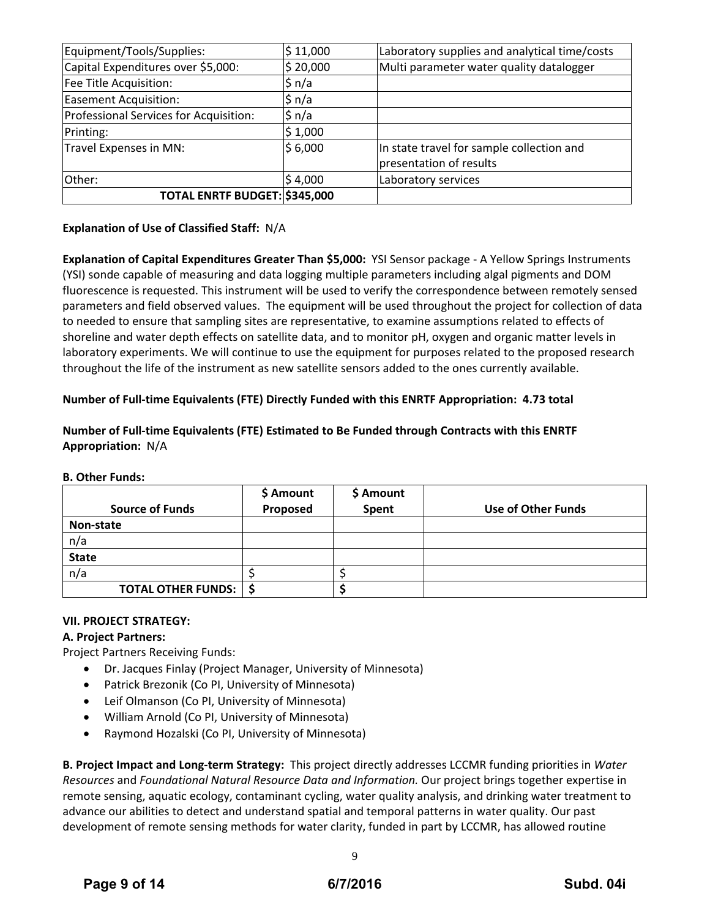| Equipment/Tools/Supplies: | $ 11,000 | Laboratory supplies and analytical time/costs |
|---|---|---|
| Capital Expenditures over $5,000: | $ 20,000 | Multi parameter water quality datalogger |
| Fee Title Acquisition: | $ n/a | |
| Easement Acquisition: | $ n/a | |
| Professional Services for Acquisition: | $ n/a | |
| Printing: | $ 1,000 | |
| Travel Expenses in MN: | $ 6,000 | In state travel for sample collection and presentation of results |
| Other: | $ 4,000 | Laboratory services |
| **TOTAL ENRTF BUDGET:** | **$345,000** | |

**Explanation of Use of Classified Staff:** N/A

**Explanation of Capital Expenditures Greater Than $5,000:** YSI Sensor package - A Yellow Springs Instruments (YSI) sonde capable of measuring and data logging multiple parameters including algal pigments and DOM fluorescence is requested. This instrument will be used to verify the correspondence between remotely sensed parameters and field observed values. The equipment will be used throughout the project for collection of data to needed to ensure that sampling sites are representative, to examine assumptions related to effects of shoreline and water depth effects on satellite data, and to monitor pH, oxygen and organic matter levels in laboratory experiments. We will continue to use the equipment for purposes related to the proposed research throughout the life of the instrument as new satellite sensors added to the ones currently available.

**Number of Full-time Equivalents (FTE) Directly Funded with this ENRTF Appropriation: 4.73 total**

**Number of Full-time Equivalents (FTE) Estimated to Be Funded through Contracts with this ENRTF Appropriation:** N/A

**B. Other Funds:**

| Source of Funds | $ Amount Proposed | $ Amount Spent | Use of Other Funds |
|---|---|---|---|
| **Non-state** | | | |
| n/a | | | |
| **State** | | | |
| n/a | $ | $ | |
| **TOTAL OTHER FUNDS:** | **$** | **$** | |

**VII. PROJECT STRATEGY:**

**A. Project Partners:**

Project Partners Receiving Funds:

- Dr. Jacques Finlay (Project Manager, University of Minnesota)
- Patrick Brezonik (Co PI, University of Minnesota)
- Leif Olmanson (Co PI, University of Minnesota)
- William Arnold (Co PI, University of Minnesota)
- Raymond Hozalski (Co PI, University of Minnesota)

**B. Project Impact and Long-term Strategy:** This project directly addresses LCCMR funding priorities in *Water Resources* and *Foundational Natural Resource Data and Information.* Our project brings together expertise in remote sensing, aquatic ecology, contaminant cycling, water quality analysis, and drinking water treatment to advance our abilities to detect and understand spatial and temporal patterns in water quality. Our past development of remote sensing methods for water clarity, funded in part by LCCMR, has allowed routine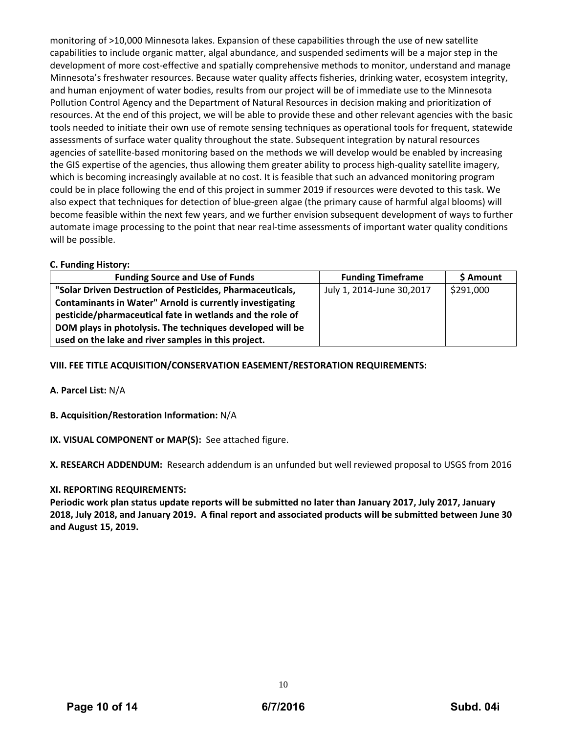monitoring of >10,000 Minnesota lakes. Expansion of these capabilities through the use of new satellite capabilities to include organic matter, algal abundance, and suspended sediments will be a major step in the development of more cost-effective and spatially comprehensive methods to monitor, understand and manage Minnesota's freshwater resources. Because water quality affects fisheries, drinking water, ecosystem integrity, and human enjoyment of water bodies, results from our project will be of immediate use to the Minnesota Pollution Control Agency and the Department of Natural Resources in decision making and prioritization of resources. At the end of this project, we will be able to provide these and other relevant agencies with the basic tools needed to initiate their own use of remote sensing techniques as operational tools for frequent, statewide assessments of surface water quality throughout the state. Subsequent integration by natural resources agencies of satellite-based monitoring based on the methods we will develop would be enabled by increasing the GIS expertise of the agencies, thus allowing them greater ability to process high-quality satellite imagery, which is becoming increasingly available at no cost. It is feasible that such an advanced monitoring program could be in place following the end of this project in summer 2019 if resources were devoted to this task. We also expect that techniques for detection of blue-green algae (the primary cause of harmful algal blooms) will become feasible within the next few years, and we further envision subsequent development of ways to further automate image processing to the point that near real-time assessments of important water quality conditions will be possible.

**C. Funding History:**

| Funding Source and Use of Funds | Funding Timeframe | $ Amount |
|---|---|---|
| **"Solar Driven Destruction of Pesticides, Pharmaceuticals, Contaminants in Water" Arnold is currently investigating pesticide/pharmaceutical fate in wetlands and the role of DOM plays in photolysis. The techniques developed will be used on the lake and river samples in this project.** | July 1, 2014-June 30,2017 | $291,000 |

**VIII. FEE TITLE ACQUISITION/CONSERVATION EASEMENT/RESTORATION REQUIREMENTS:**

**A. Parcel List:** N/A

**B. Acquisition/Restoration Information:** N/A

**IX. VISUAL COMPONENT or MAP(S):** See attached figure.

**X. RESEARCH ADDENDUM:** Research addendum is an unfunded but well reviewed proposal to USGS from 2016

**XI. REPORTING REQUIREMENTS:**

**Periodic work plan status update reports will be submitted no later than January 2017, July 2017, January 2018, July 2018, and January 2019. A final report and associated products will be submitted between June 30 and August 15, 2019.**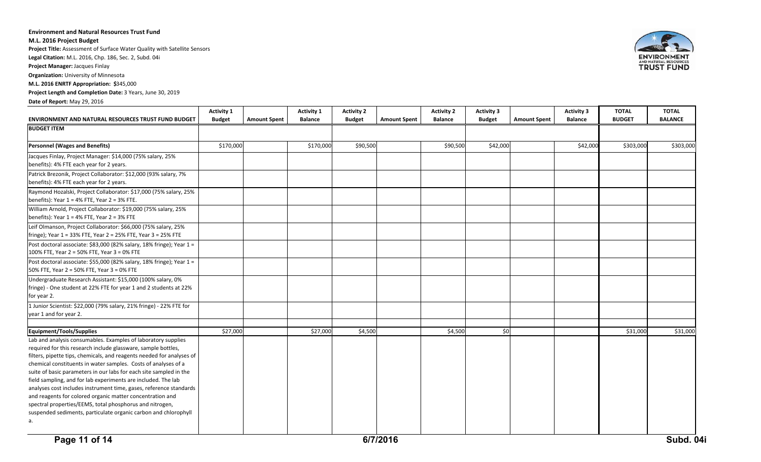**Environment and Natural Resources Trust Fund**

**M.L. 2016 Project Budget**

**Project Title:** Assessment of Surface Water Quality with Satellite Sensors

**Legal Citation:** M.L. 2016, Chp. 186, Sec. 2, Subd. 04i

**Project Manager:** Jacques Finlay

**Organization:** University of Minnesota

**M.L. 2016 ENRTF Appropriation:** $345,000

**Project Length and Completion Date:** 3 Years, June 30, 2019

**Date of Report:** May 29, 2016

| ENVIRONMENT AND NATURAL RESOURCES TRUST FUND BUDGET | Activity 1 Budget | Amount Spent | Activity 1 Balance | Activity 2 Budget | Amount Spent | Activity 2 Balance | Activity 3 Budget | Amount Spent | Activity 3 Balance | TOTAL BUDGET | TOTAL BALANCE |
|---|---|---|---|---|---|---|---|---|---|---|---|
| **BUDGET ITEM** | | | | | | | | | | | |
| **Personnel (Wages and Benefits)** | $170,000 | | $170,000 | $90,500 | | $90,500 | $42,000 | | $42,000 | $303,000 | $303,000 |
| Jacques Finlay, Project Manager: $14,000 (75% salary, 25% benefits): 4% FTE each year for 2 years. | | | | | | | | | | | |
| Patrick Brezonik, Project Collaborator: $12,000 (93% salary, 7% benefits): 4% FTE each year for 2 years. | | | | | | | | | | | |
| Raymond Hozalski, Project Collaborator: $17,000 (75% salary, 25% benefits): Year 1 = 4% FTE, Year 2 = 3% FTE. | | | | | | | | | | | |
| William Arnold, Project Collaborator: $19,000 (75% salary, 25% benefits): Year 1 = 4% FTE, Year 2 = 3% FTE | | | | | | | | | | | |
| Leif Olmanson, Project Collaborator: $66,000 (75% salary, 25% fringe); Year 1 = 33% FTE, Year 2 = 25% FTE, Year 3 = 25% FTE | | | | | | | | | | | |
| Post doctoral associate: $83,000 (82% salary, 18% fringe); Year 1 = 100% FTE, Year 2 = 50% FTE, Year 3 = 0% FTE | | | | | | | | | | | |
| Post doctoral associate: $55,000 (82% salary, 18% fringe); Year 1 = 50% FTE, Year 2 = 50% FTE, Year 3 = 0% FTE | | | | | | | | | | | |
| Undergraduate Research Assistant: $15,000 (100% salary, 0% fringe) - One student at 22% FTE for year 1 and 2 students at 22% for year 2. | | | | | | | | | | | |
| 1 Junior Scientist: $22,000 (79% salary, 21% fringe) - 22% FTE for year 1 and for year 2. | | | | | | | | | | | |
| | | | | | | | | | | | |
| **Equipment/Tools/Supplies** | $27,000 | | $27,000 | $4,500 | | $4,500 | $0 | | | $31,000 | $31,000 |
| Lab and analysis consumables. Examples of laboratory supplies required for this research include glassware, sample bottles, filters, pipette tips, chemicals, and reagents needed for analyses of chemical constituents in water samples. Costs of analyses of a suite of basic parameters in our labs for each site sampled in the field sampling, and for lab experiments are included. The lab analyses cost includes instrument time, gases, reference standards and reagents for colored organic matter concentration and spectral properties/EEMS, total phosphorus and nitrogen, suspended sediments, particulate organic carbon and chlorophyll a. | | | | | | | | | | | |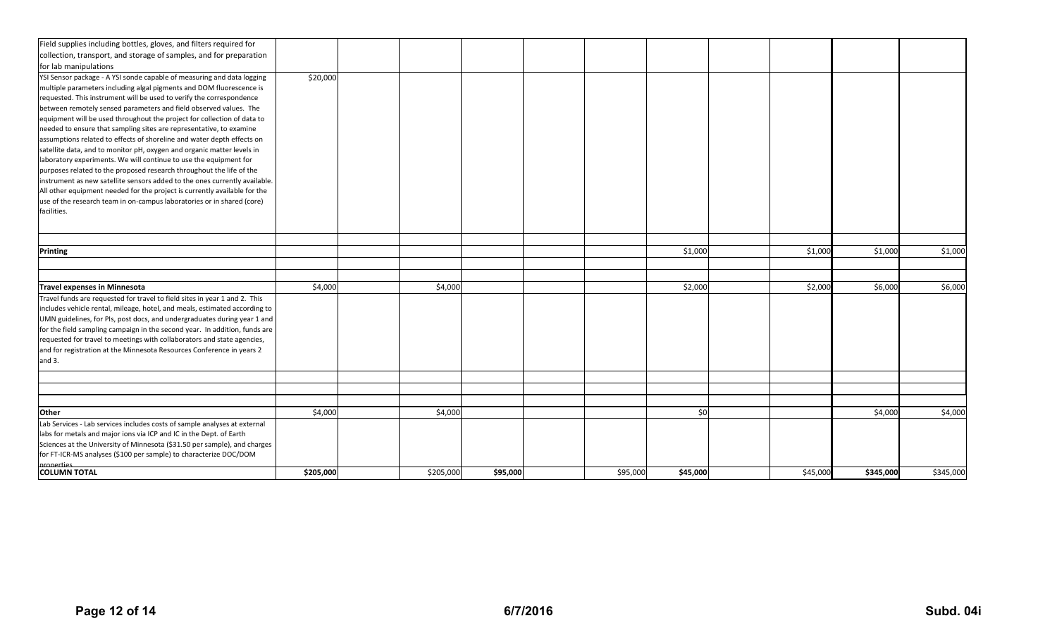| | | | | | | | | | | | |
|---|---|---|---|---|---|---|---|---|---|---|---|
| Field supplies including bottles, gloves, and filters required for collection, transport, and storage of samples, and for preparation for lab manipulations | | | | | | | | | | | |
| YSI Sensor package - A YSI sonde capable of measuring and data logging multiple parameters including algal pigments and DOM fluorescence is requested. This instrument will be used to verify the correspondence between remotely sensed parameters and field observed values. The equipment will be used throughout the project for collection of data to needed to ensure that sampling sites are representative, to examine assumptions related to effects of shoreline and water depth effects on satellite data, and to monitor pH, oxygen and organic matter levels in laboratory experiments. We will continue to use the equipment for purposes related to the proposed research throughout the life of the instrument as new satellite sensors added to the ones currently available. All other equipment needed for the project is currently available for the use of the research team in on-campus laboratories or in shared (core) facilities. | $20,000 | | | | | | | | | | |
| | | | | | | | | | | | |
| **Printing** | | | | | | | $1,000 | | $1,000 | $1,000 | $1,000 |
| | | | | | | | | | | | |
| | | | | | | | | | | | |
| **Travel expenses in Minnesota** | $4,000 | | $4,000 | | | | $2,000 | | $2,000 | $6,000 | $6,000 |
| Travel funds are requested for travel to field sites in year 1 and 2. This includes vehicle rental, mileage, hotel, and meals, estimated according to UMN guidelines, for PIs, post docs, and undergraduates during year 1 and for the field sampling campaign in the second year. In addition, funds are requested for travel to meetings with collaborators and state agencies, and for registration at the Minnesota Resources Conference in years 2 and 3. | | | | | | | | | | | |
| | | | | | | | | | | | |
| | | | | | | | | | | | |
| | | | | | | | | | | | |
| **Other** | $4,000 | | $4,000 | | | | $0 | | | $4,000 | $4,000 |
| Lab Services - Lab services includes costs of sample analyses at external labs for metals and major ions via ICP and IC in the Dept. of Earth Sciences at the University of Minnesota ($31.50 per sample), and charges for FT-ICR-MS analyses ($100 per sample) to characterize DOC/DOM properties | | | | | | | | | | | |
| **COLUMN TOTAL** | **$205,000** | | $205,000 | **$95,000** | | $95,000 | **$45,000** | | $45,000 | **$345,000** | $345,000 |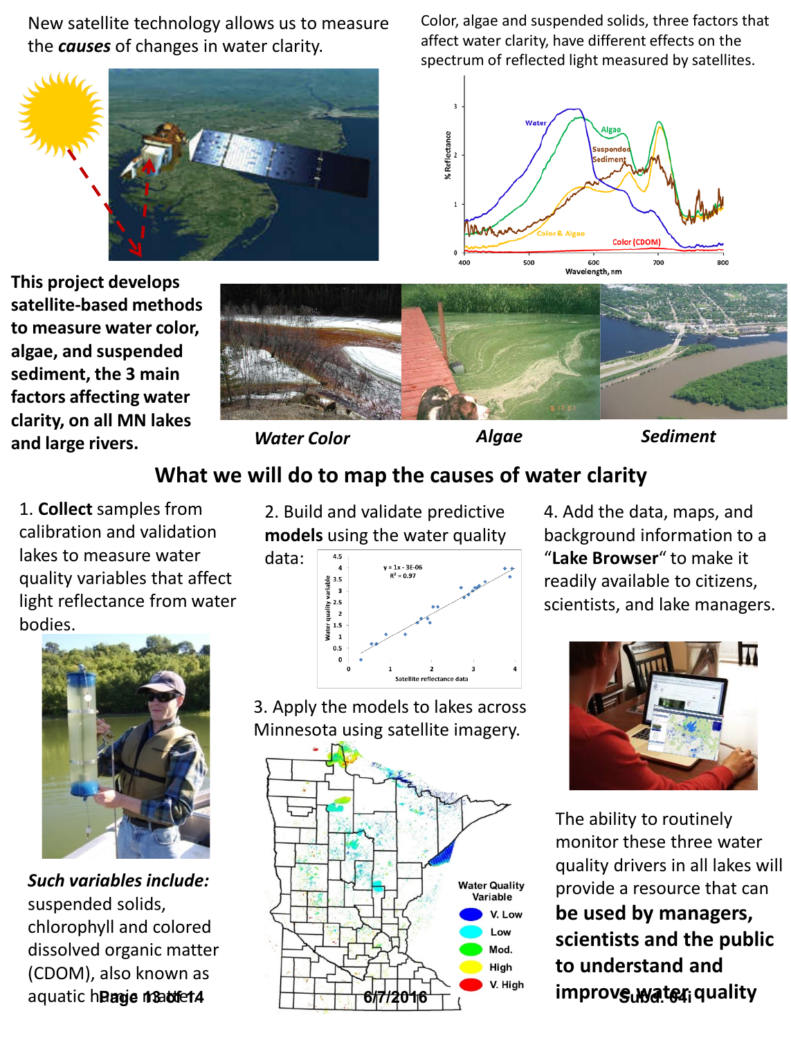New satellite technology allows us to measure the ***causes*** of changes in water clarity.

Color, algae and suspended solids, three factors that affect water clarity, have different effects on the spectrum of reflected light measured by satellites.

% Reflectance
3
2
1
0
400
500
600
700
800
Wavelength, nm
Water
Algae
Suspended Sediment
Color& Algae
Color (CDOM)

**This project develops satellite-based methods to measure water color, algae, and suspended sediment, the 3 main factors affecting water clarity, on all MN lakes and large rivers.**

***Water Color*** ***Algae*** ***Sediment***

## What we will do to map the causes of water clarity

1. **Collect** samples from calibration and validation lakes to measure water quality variables that affect light reflectance from water bodies.

***Such variables include:*** suspended solids, chlorophyll and colored dissolved organic matter (CDOM), also known as aquatic humic matter

2. Build and validate predictive **models** using the water quality data:

y = 1x - 3E-06
$R^2 = 0.97$
Water quality variable
4.5
4
3.5
3
2.5
2
1.5
1
0.5
0
0
1
2
3
4
Satellite reflectance data

3. Apply the models to lakes across Minnesota using satellite imagery.

Water Quality Variable
V. Low
Low
Mod.
High
V. High

4. Add the data, maps, and background information to a "**Lake Browser**" to make it readily available to citizens, scientists, and lake managers.

The ability to routinely monitor these three water quality drivers in all lakes will provide a resource that can **be used by managers, scientists and the public to understand and improve water quality**

6/7/2016

Subd. 04i